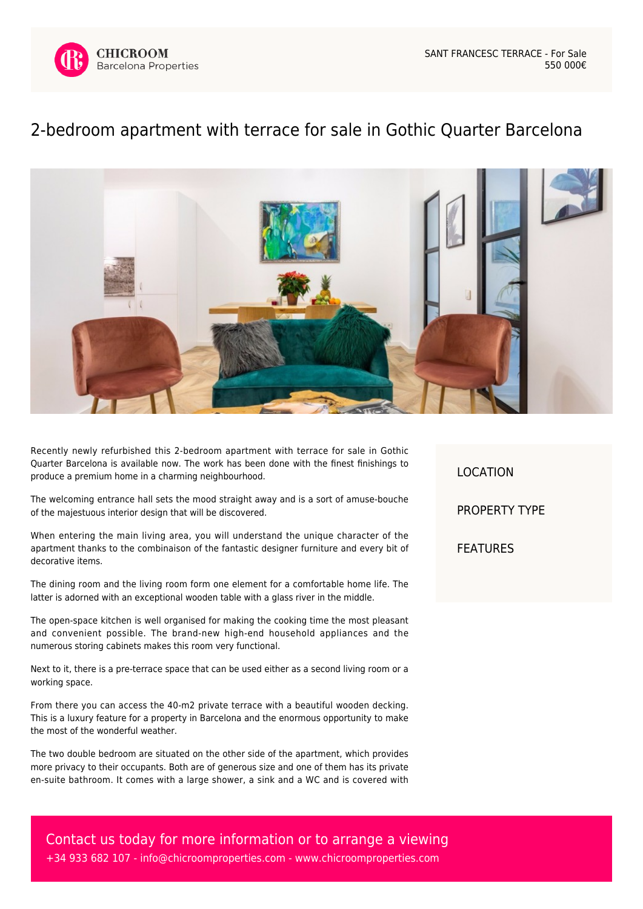CHICROOM
Barcelona Properties

SANT FRANCESC TERRACE - For Sale
550 000€

# 2-bedroom apartment with terrace for sale in Gothic Quarter Barcelona

Recently newly refurbished this 2-bedroom apartment with terrace for sale in Gothic Quarter Barcelona is available now. The work has been done with the finest finishings to produce a premium home in a charming neighbourhood.

The welcoming entrance hall sets the mood straight away and is a sort of amuse-bouche of the majestuous interior design that will be discovered.

When entering the main living area, you will understand the unique character of the apartment thanks to the combinaison of the fantastic designer furniture and every bit of decorative items.

The dining room and the living room form one element for a comfortable home life. The latter is adorned with an exceptional wooden table with a glass river in the middle.

The open-space kitchen is well organised for making the cooking time the most pleasant and convenient possible. The brand-new high-end household appliances and the numerous storing cabinets makes this room very functional.

Next to it, there is a pre-terrace space that can be used either as a second living room or a working space.

From there you can access the 40-m2 private terrace with a beautiful wooden decking. This is a luxury feature for a property in Barcelona and the enormous opportunity to make the most of the wonderful weather.

The two double bedroom are situated on the other side of the apartment, which provides more privacy to their occupants. Both are of generous size and one of them has its private en-suite bathroom. It comes with a large shower, a sink and a WC and is covered with

LOCATION

PROPERTY TYPE

FEATURES

Contact us today for more information or to arrange a viewing
+34 933 682 107 - info@chicroomproperties.com - www.chicroomproperties.com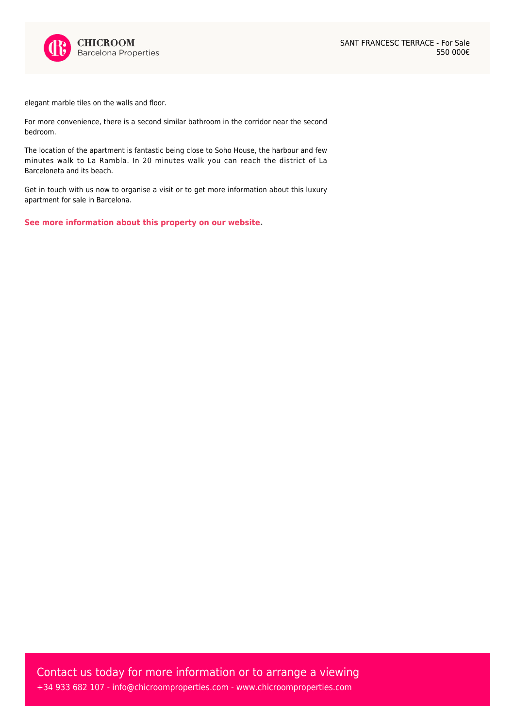elegant marble tiles on the walls and floor.

For more convenience, there is a second similar bathroom in the corridor near the second bedroom.

The location of the apartment is fantastic being close to Soho House, the harbour and few minutes walk to La Rambla. In 20 minutes walk you can reach the district of La Barceloneta and its beach.

Get in touch with us now to organise a visit or to get more information about this luxury apartment for sale in Barcelona.

**See more information about this property on our website.**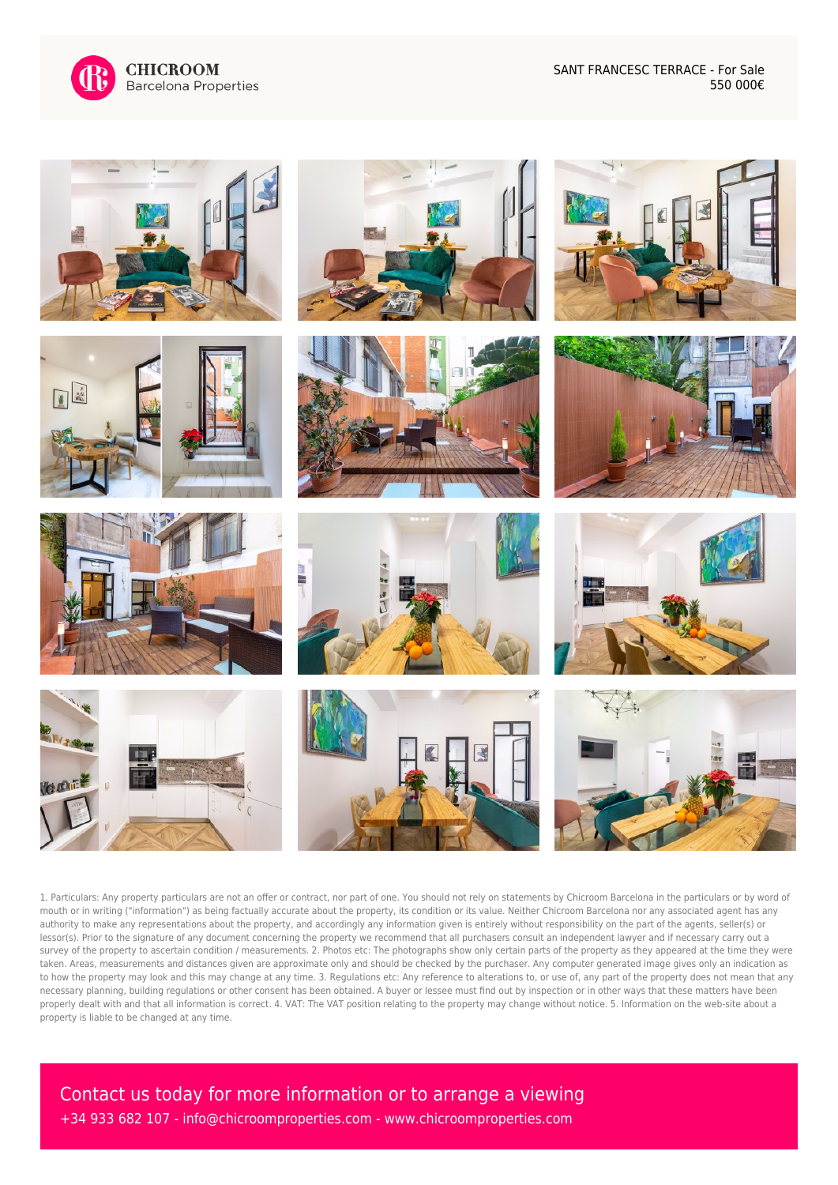CHICROOM
Barcelona Properties

SANT FRANCESC TERRACE - For Sale
550 000€

1. Particulars: Any property particulars are not an offer or contract, nor part of one. You should not rely on statements by Chicroom Barcelona in the particulars or by word of mouth or in writing ("information") as being factually accurate about the property, its condition or its value. Neither Chicroom Barcelona nor any associated agent has any authority to make any representations about the property, and accordingly any information given is entirely without responsibility on the part of the agents, seller(s) or lessor(s). Prior to the signature of any document concerning the property we recommend that all purchasers consult an independent lawyer and if necessary carry out a survey of the property to ascertain condition / measurements. 2. Photos etc: The photographs show only certain parts of the property as they appeared at the time they were taken. Areas, measurements and distances given are approximate only and should be checked by the purchaser. Any computer generated image gives only an indication as to how the property may look and this may change at any time. 3. Regulations etc: Any reference to alterations to, or use of, any part of the property does not mean that any necessary planning, building regulations or other consent has been obtained. A buyer or lessee must find out by inspection or in other ways that these matters have been properly dealt with and that all information is correct. 4. VAT: The VAT position relating to the property may change without notice. 5. Information on the web-site about a property is liable to be changed at any time.

Contact us today for more information or to arrange a viewing
+34 933 682 107 - info@chicroomproperties.com - www.chicroomproperties.com